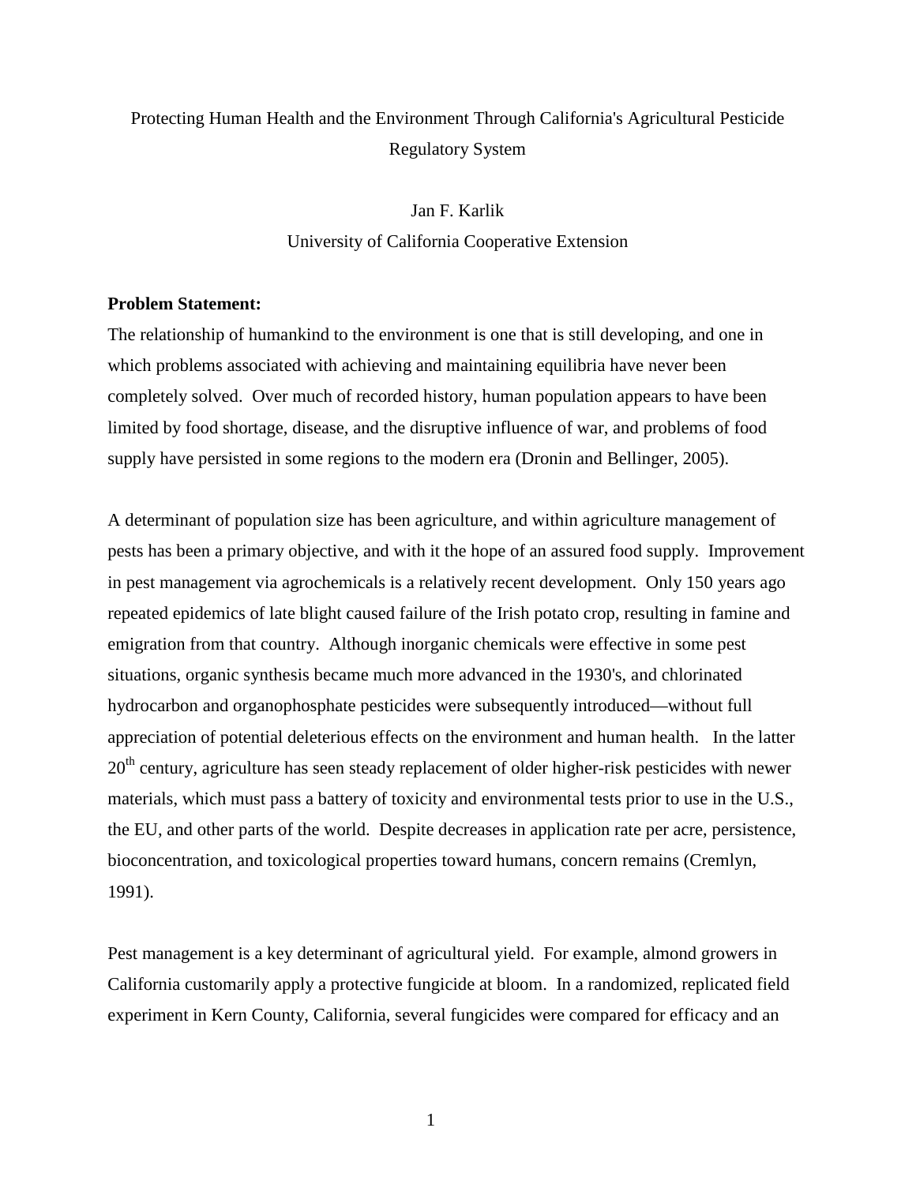# Protecting Human Health and the Environment Through California's Agricultural Pesticide Regulatory System

Jan F. Karlik

University of California Cooperative Extension

**Problem Statement:**

The relationship of humankind to the environment is one that is still developing, and one in which problems associated with achieving and maintaining equilibria have never been completely solved. Over much of recorded history, human population appears to have been limited by food shortage, disease, and the disruptive influence of war, and problems of food supply have persisted in some regions to the modern era (Dronin and Bellinger, 2005).

A determinant of population size has been agriculture, and within agriculture management of pests has been a primary objective, and with it the hope of an assured food supply. Improvement in pest management via agrochemicals is a relatively recent development. Only 150 years ago repeated epidemics of late blight caused failure of the Irish potato crop, resulting in famine and emigration from that country. Although inorganic chemicals were effective in some pest situations, organic synthesis became much more advanced in the 1930's, and chlorinated hydrocarbon and organophosphate pesticides were subsequently introduced—without full appreciation of potential deleterious effects on the environment and human health. In the latter 20th century, agriculture has seen steady replacement of older higher-risk pesticides with newer materials, which must pass a battery of toxicity and environmental tests prior to use in the U.S., the EU, and other parts of the world. Despite decreases in application rate per acre, persistence, bioconcentration, and toxicological properties toward humans, concern remains (Cremlyn, 1991).

Pest management is a key determinant of agricultural yield. For example, almond growers in California customarily apply a protective fungicide at bloom. In a randomized, replicated field experiment in Kern County, California, several fungicides were compared for efficacy and an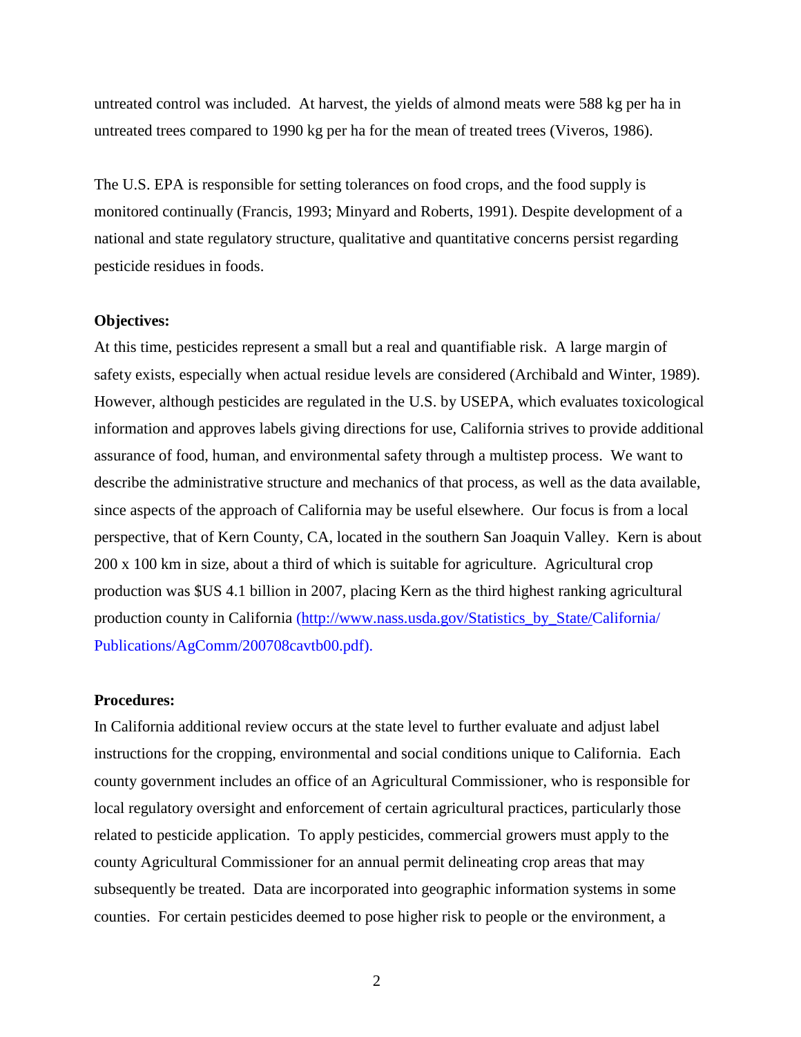untreated control was included. At harvest, the yields of almond meats were 588 kg per ha in untreated trees compared to 1990 kg per ha for the mean of treated trees (Viveros, 1986).

The U.S. EPA is responsible for setting tolerances on food crops, and the food supply is monitored continually (Francis, 1993; Minyard and Roberts, 1991). Despite development of a national and state regulatory structure, qualitative and quantitative concerns persist regarding pesticide residues in foods.

**Objectives:**

At this time, pesticides represent a small but a real and quantifiable risk. A large margin of safety exists, especially when actual residue levels are considered (Archibald and Winter, 1989). However, although pesticides are regulated in the U.S. by USEPA, which evaluates toxicological information and approves labels giving directions for use, California strives to provide additional assurance of food, human, and environmental safety through a multistep process. We want to describe the administrative structure and mechanics of that process, as well as the data available, since aspects of the approach of California may be useful elsewhere. Our focus is from a local perspective, that of Kern County, CA, located in the southern San Joaquin Valley. Kern is about 200 x 100 km in size, about a third of which is suitable for agriculture. Agricultural crop production was $US 4.1 billion in 2007, placing Kern as the third highest ranking agricultural production county in California (http://www.nass.usda.gov/Statistics_by_State/California/Publications/AgComm/200708cavtb00.pdf).

**Procedures:**

In California additional review occurs at the state level to further evaluate and adjust label instructions for the cropping, environmental and social conditions unique to California. Each county government includes an office of an Agricultural Commissioner, who is responsible for local regulatory oversight and enforcement of certain agricultural practices, particularly those related to pesticide application. To apply pesticides, commercial growers must apply to the county Agricultural Commissioner for an annual permit delineating crop areas that may subsequently be treated. Data are incorporated into geographic information systems in some counties. For certain pesticides deemed to pose higher risk to people or the environment, a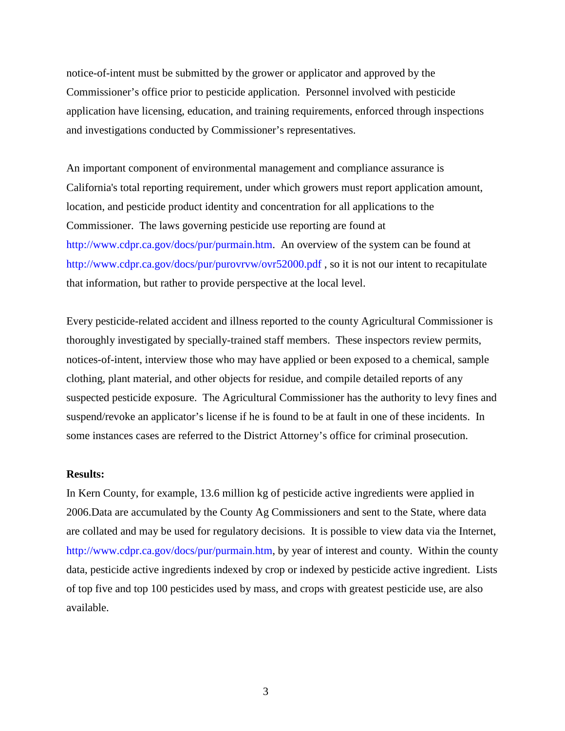notice-of-intent must be submitted by the grower or applicator and approved by the Commissioner's office prior to pesticide application. Personnel involved with pesticide application have licensing, education, and training requirements, enforced through inspections and investigations conducted by Commissioner's representatives.

An important component of environmental management and compliance assurance is California's total reporting requirement, under which growers must report application amount, location, and pesticide product identity and concentration for all applications to the Commissioner. The laws governing pesticide use reporting are found at http://www.cdpr.ca.gov/docs/pur/purmain.htm. An overview of the system can be found at http://www.cdpr.ca.gov/docs/pur/purovrvw/ovr52000.pdf , so it is not our intent to recapitulate that information, but rather to provide perspective at the local level.

Every pesticide-related accident and illness reported to the county Agricultural Commissioner is thoroughly investigated by specially-trained staff members. These inspectors review permits, notices-of-intent, interview those who may have applied or been exposed to a chemical, sample clothing, plant material, and other objects for residue, and compile detailed reports of any suspected pesticide exposure. The Agricultural Commissioner has the authority to levy fines and suspend/revoke an applicator's license if he is found to be at fault in one of these incidents. In some instances cases are referred to the District Attorney's office for criminal prosecution.

**Results:**

In Kern County, for example, 13.6 million kg of pesticide active ingredients were applied in 2006.Data are accumulated by the County Ag Commissioners and sent to the State, where data are collated and may be used for regulatory decisions. It is possible to view data via the Internet, http://www.cdpr.ca.gov/docs/pur/purmain.htm, by year of interest and county. Within the county data, pesticide active ingredients indexed by crop or indexed by pesticide active ingredient. Lists of top five and top 100 pesticides used by mass, and crops with greatest pesticide use, are also available.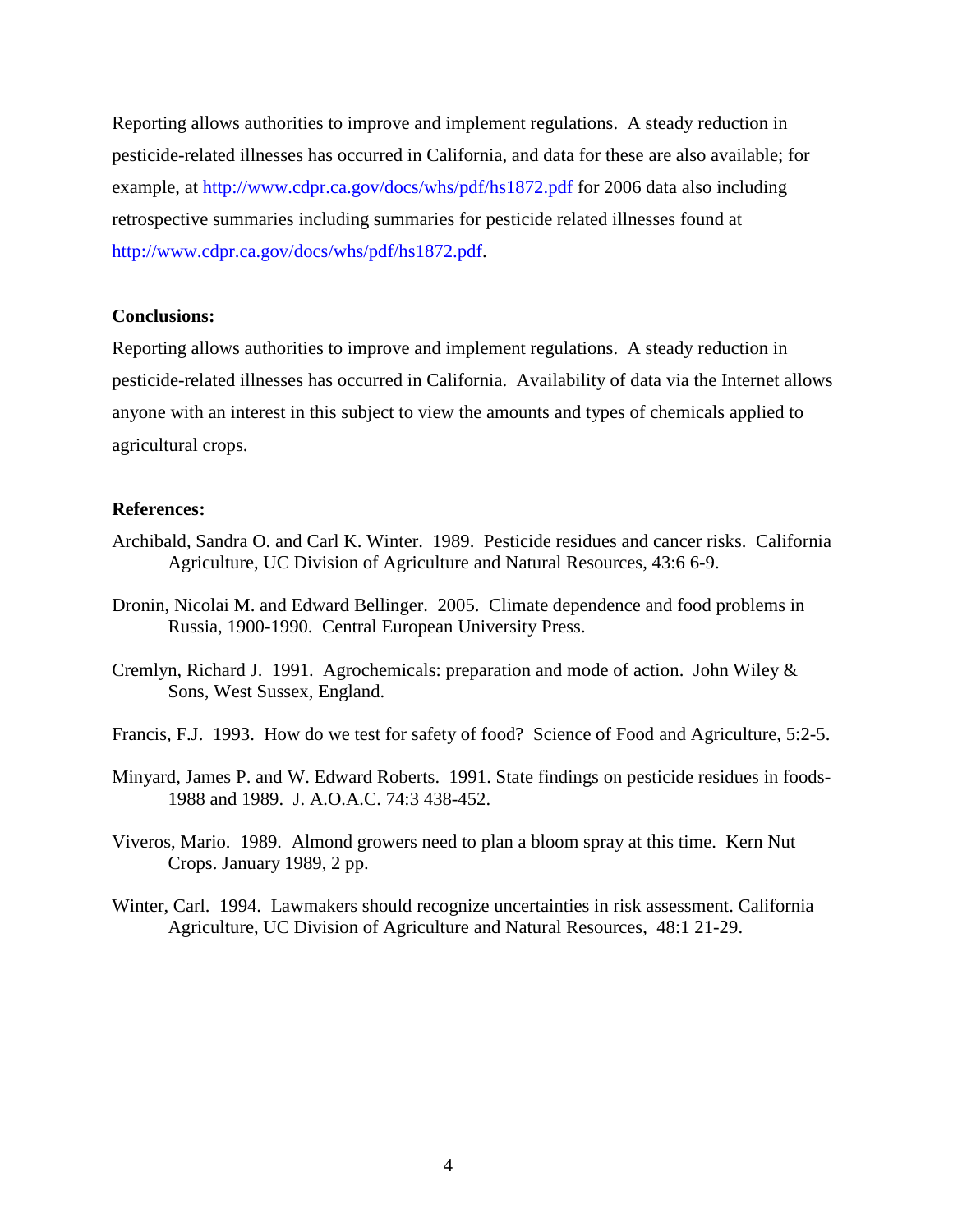Reporting allows authorities to improve and implement regulations. A steady reduction in pesticide-related illnesses has occurred in California, and data for these are also available; for example, at http://www.cdpr.ca.gov/docs/whs/pdf/hs1872.pdf for 2006 data also including retrospective summaries including summaries for pesticide related illnesses found at http://www.cdpr.ca.gov/docs/whs/pdf/hs1872.pdf.

**Conclusions:**

Reporting allows authorities to improve and implement regulations. A steady reduction in pesticide-related illnesses has occurred in California. Availability of data via the Internet allows anyone with an interest in this subject to view the amounts and types of chemicals applied to agricultural crops.

**References:**

Archibald, Sandra O. and Carl K. Winter. 1989. Pesticide residues and cancer risks. California Agriculture, UC Division of Agriculture and Natural Resources, 43:6 6-9.

Dronin, Nicolai M. and Edward Bellinger. 2005. Climate dependence and food problems in Russia, 1900-1990. Central European University Press.

Cremlyn, Richard J. 1991. Agrochemicals: preparation and mode of action. John Wiley & Sons, West Sussex, England.

Francis, F.J. 1993. How do we test for safety of food? Science of Food and Agriculture, 5:2-5.

Minyard, James P. and W. Edward Roberts. 1991. State findings on pesticide residues in foods-1988 and 1989. J. A.O.A.C. 74:3 438-452.

Viveros, Mario. 1989. Almond growers need to plan a bloom spray at this time. Kern Nut Crops. January 1989, 2 pp.

Winter, Carl. 1994. Lawmakers should recognize uncertainties in risk assessment. California Agriculture, UC Division of Agriculture and Natural Resources, 48:1 21-29.